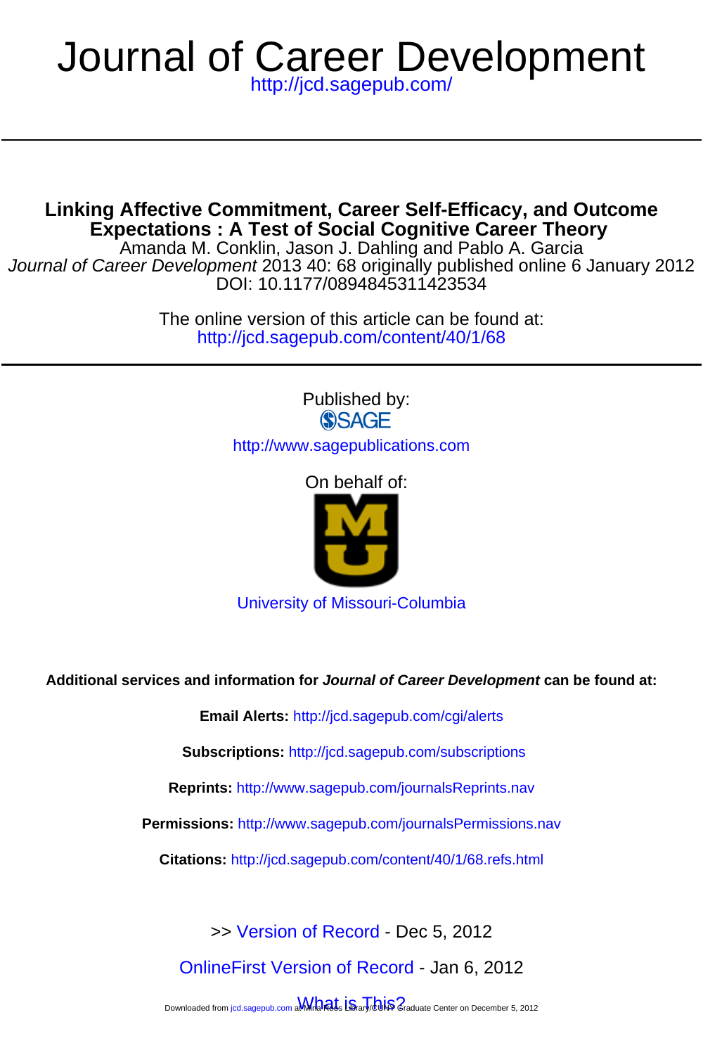# Journal of Career Development

http://jcd.sagepub.com/

## Linking Affective Commitment, Career Self-Efficacy, and Outcome Expectations : A Test of Social Cognitive Career Theory

Amanda M. Conklin, Jason J. Dahling and Pablo A. Garcia

*Journal of Career Development* 2013 40: 68 originally published online 6 January 2012

DOI: 10.1177/0894845311423534

The online version of this article can be found at:
http://jcd.sagepub.com/content/40/1/68

Published by:

SAGE

http://www.sagepublications.com

On behalf of:

University of Missouri-Columbia

**Additional services and information for *Journal of Career Development* can be found at:**

**Email Alerts:** http://jcd.sagepub.com/cgi/alerts

**Subscriptions:** http://jcd.sagepub.com/subscriptions

**Reprints:** http://www.sagepub.com/journalsReprints.nav

**Permissions:** http://www.sagepub.com/journalsPermissions.nav

**Citations:** http://jcd.sagepub.com/content/40/1/68.refs.html

>> Version of Record - Dec 5, 2012

OnlineFirst Version of Record - Jan 6, 2012

What is This?

Downloaded from jcd.sagepub.com at Mina Rees Library/CUNY Graduate Center on December 5, 2012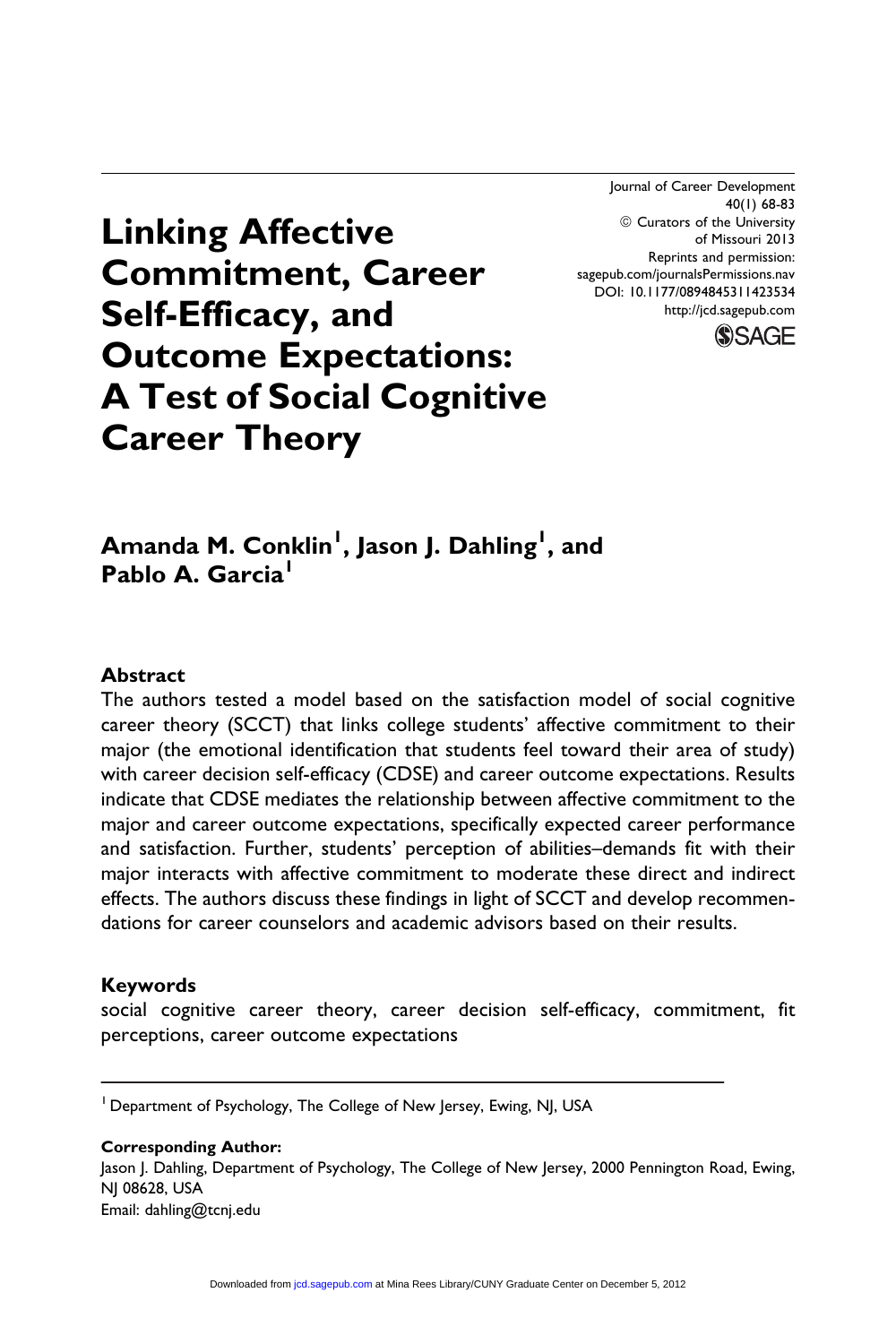# Linking Affective Commitment, Career Self-Efficacy, and Outcome Expectations: A Test of Social Cognitive Career Theory

**Amanda M. Conklin[1], Jason J. Dahling[1], and Pablo A. Garcia[1]**

## Abstract

The authors tested a model based on the satisfaction model of social cognitive career theory (SCCT) that links college students' affective commitment to their major (the emotional identification that students feel toward their area of study) with career decision self-efficacy (CDSE) and career outcome expectations. Results indicate that CDSE mediates the relationship between affective commitment to the major and career outcome expectations, specifically expected career performance and satisfaction. Further, students' perception of abilities–demands fit with their major interacts with affective commitment to moderate these direct and indirect effects. The authors discuss these findings in light of SCCT and develop recommendations for career counselors and academic advisors based on their results.

## Keywords

social cognitive career theory, career decision self-efficacy, commitment, fit perceptions, career outcome expectations

---

[1] Department of Psychology, The College of New Jersey, Ewing, NJ, USA

**Corresponding Author:**
Jason J. Dahling, Department of Psychology, The College of New Jersey, 2000 Pennington Road, Ewing, NJ 08628, USA
Email: dahling@tcnj.edu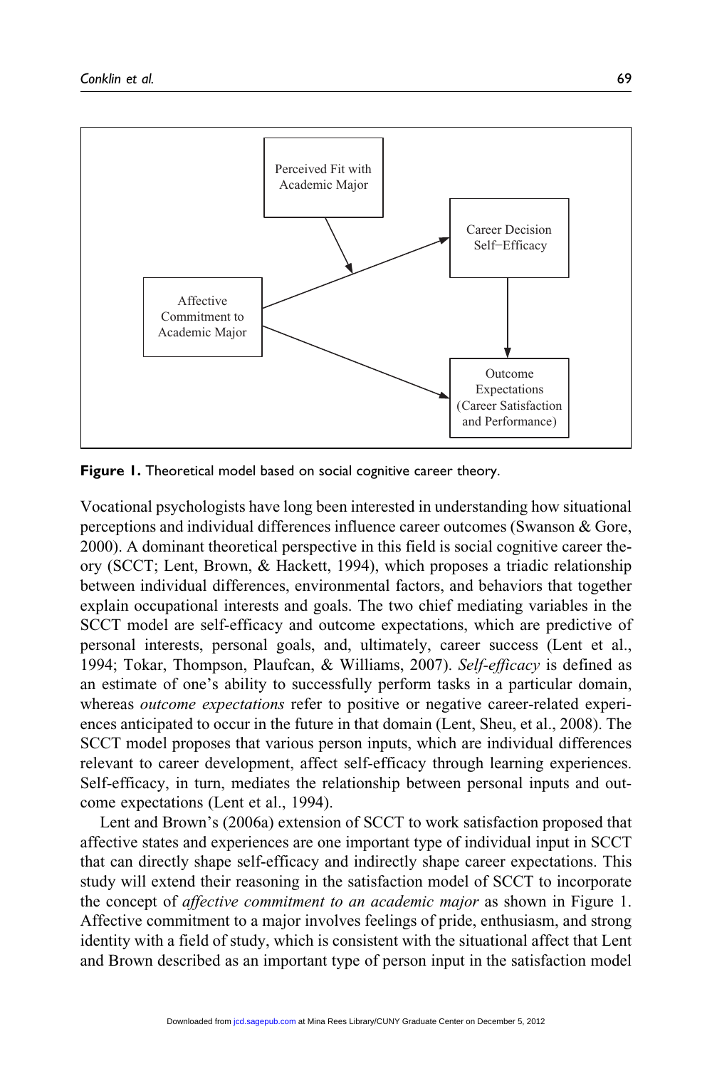**Figure 1.** Theoretical model based on social cognitive career theory.

Vocational psychologists have long been interested in understanding how situational perceptions and individual differences influence career outcomes (Swanson & Gore, 2000). A dominant theoretical perspective in this field is social cognitive career theory (SCCT; Lent, Brown, & Hackett, 1994), which proposes a triadic relationship between individual differences, environmental factors, and behaviors that together explain occupational interests and goals. The two chief mediating variables in the SCCT model are self-efficacy and outcome expectations, which are predictive of personal interests, personal goals, and, ultimately, career success (Lent et al., 1994; Tokar, Thompson, Plaufcan, & Williams, 2007). *Self-efficacy* is defined as an estimate of one's ability to successfully perform tasks in a particular domain, whereas *outcome expectations* refer to positive or negative career-related experiences anticipated to occur in the future in that domain (Lent, Sheu, et al., 2008). The SCCT model proposes that various person inputs, which are individual differences relevant to career development, affect self-efficacy through learning experiences. Self-efficacy, in turn, mediates the relationship between personal inputs and outcome expectations (Lent et al., 1994).

Lent and Brown's (2006a) extension of SCCT to work satisfaction proposed that affective states and experiences are one important type of individual input in SCCT that can directly shape self-efficacy and indirectly shape career expectations. This study will extend their reasoning in the satisfaction model of SCCT to incorporate the concept of *affective commitment to an academic major* as shown in Figure 1. Affective commitment to a major involves feelings of pride, enthusiasm, and strong identity with a field of study, which is consistent with the situational affect that Lent and Brown described as an important type of person input in the satisfaction model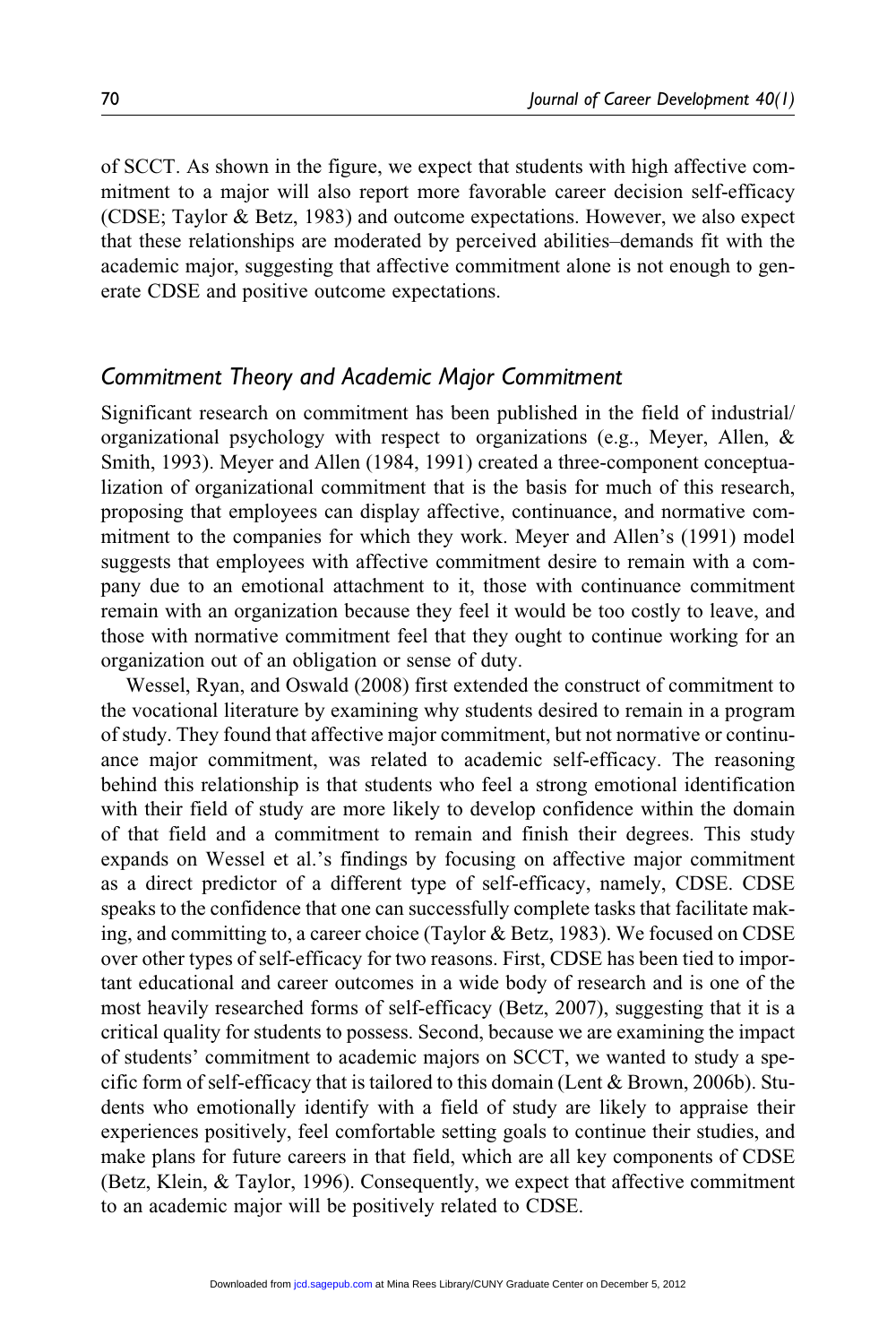of SCCT. As shown in the figure, we expect that students with high affective commitment to a major will also report more favorable career decision self-efficacy (CDSE; Taylor & Betz, 1983) and outcome expectations. However, we also expect that these relationships are moderated by perceived abilities–demands fit with the academic major, suggesting that affective commitment alone is not enough to generate CDSE and positive outcome expectations.

### *Commitment Theory and Academic Major Commitment*

Significant research on commitment has been published in the field of industrial/organizational psychology with respect to organizations (e.g., Meyer, Allen, & Smith, 1993). Meyer and Allen (1984, 1991) created a three-component conceptualization of organizational commitment that is the basis for much of this research, proposing that employees can display affective, continuance, and normative commitment to the companies for which they work. Meyer and Allen's (1991) model suggests that employees with affective commitment desire to remain with a company due to an emotional attachment to it, those with continuance commitment remain with an organization because they feel it would be too costly to leave, and those with normative commitment feel that they ought to continue working for an organization out of an obligation or sense of duty.

Wessel, Ryan, and Oswald (2008) first extended the construct of commitment to the vocational literature by examining why students desired to remain in a program of study. They found that affective major commitment, but not normative or continuance major commitment, was related to academic self-efficacy. The reasoning behind this relationship is that students who feel a strong emotional identification with their field of study are more likely to develop confidence within the domain of that field and a commitment to remain and finish their degrees. This study expands on Wessel et al.'s findings by focusing on affective major commitment as a direct predictor of a different type of self-efficacy, namely, CDSE. CDSE speaks to the confidence that one can successfully complete tasks that facilitate making, and committing to, a career choice (Taylor & Betz, 1983). We focused on CDSE over other types of self-efficacy for two reasons. First, CDSE has been tied to important educational and career outcomes in a wide body of research and is one of the most heavily researched forms of self-efficacy (Betz, 2007), suggesting that it is a critical quality for students to possess. Second, because we are examining the impact of students' commitment to academic majors on SCCT, we wanted to study a specific form of self-efficacy that is tailored to this domain (Lent & Brown, 2006b). Students who emotionally identify with a field of study are likely to appraise their experiences positively, feel comfortable setting goals to continue their studies, and make plans for future careers in that field, which are all key components of CDSE (Betz, Klein, & Taylor, 1996). Consequently, we expect that affective commitment to an academic major will be positively related to CDSE.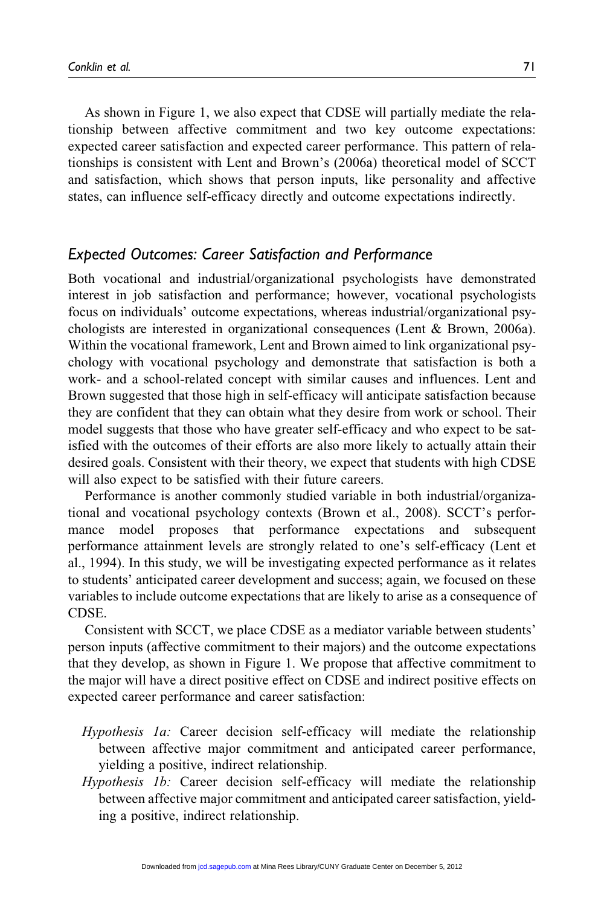As shown in Figure 1, we also expect that CDSE will partially mediate the relationship between affective commitment and two key outcome expectations: expected career satisfaction and expected career performance. This pattern of relationships is consistent with Lent and Brown's (2006a) theoretical model of SCCT and satisfaction, which shows that person inputs, like personality and affective states, can influence self-efficacy directly and outcome expectations indirectly.

## *Expected Outcomes: Career Satisfaction and Performance*

Both vocational and industrial/organizational psychologists have demonstrated interest in job satisfaction and performance; however, vocational psychologists focus on individuals' outcome expectations, whereas industrial/organizational psychologists are interested in organizational consequences (Lent & Brown, 2006a). Within the vocational framework, Lent and Brown aimed to link organizational psychology with vocational psychology and demonstrate that satisfaction is both a work- and a school-related concept with similar causes and influences. Lent and Brown suggested that those high in self-efficacy will anticipate satisfaction because they are confident that they can obtain what they desire from work or school. Their model suggests that those who have greater self-efficacy and who expect to be satisfied with the outcomes of their efforts are also more likely to actually attain their desired goals. Consistent with their theory, we expect that students with high CDSE will also expect to be satisfied with their future careers.

Performance is another commonly studied variable in both industrial/organizational and vocational psychology contexts (Brown et al., 2008). SCCT's performance model proposes that performance expectations and subsequent performance attainment levels are strongly related to one's self-efficacy (Lent et al., 1994). In this study, we will be investigating expected performance as it relates to students' anticipated career development and success; again, we focused on these variables to include outcome expectations that are likely to arise as a consequence of CDSE.

Consistent with SCCT, we place CDSE as a mediator variable between students' person inputs (affective commitment to their majors) and the outcome expectations that they develop, as shown in Figure 1. We propose that affective commitment to the major will have a direct positive effect on CDSE and indirect positive effects on expected career performance and career satisfaction:

*Hypothesis 1a:* Career decision self-efficacy will mediate the relationship between affective major commitment and anticipated career performance, yielding a positive, indirect relationship.

*Hypothesis 1b:* Career decision self-efficacy will mediate the relationship between affective major commitment and anticipated career satisfaction, yielding a positive, indirect relationship.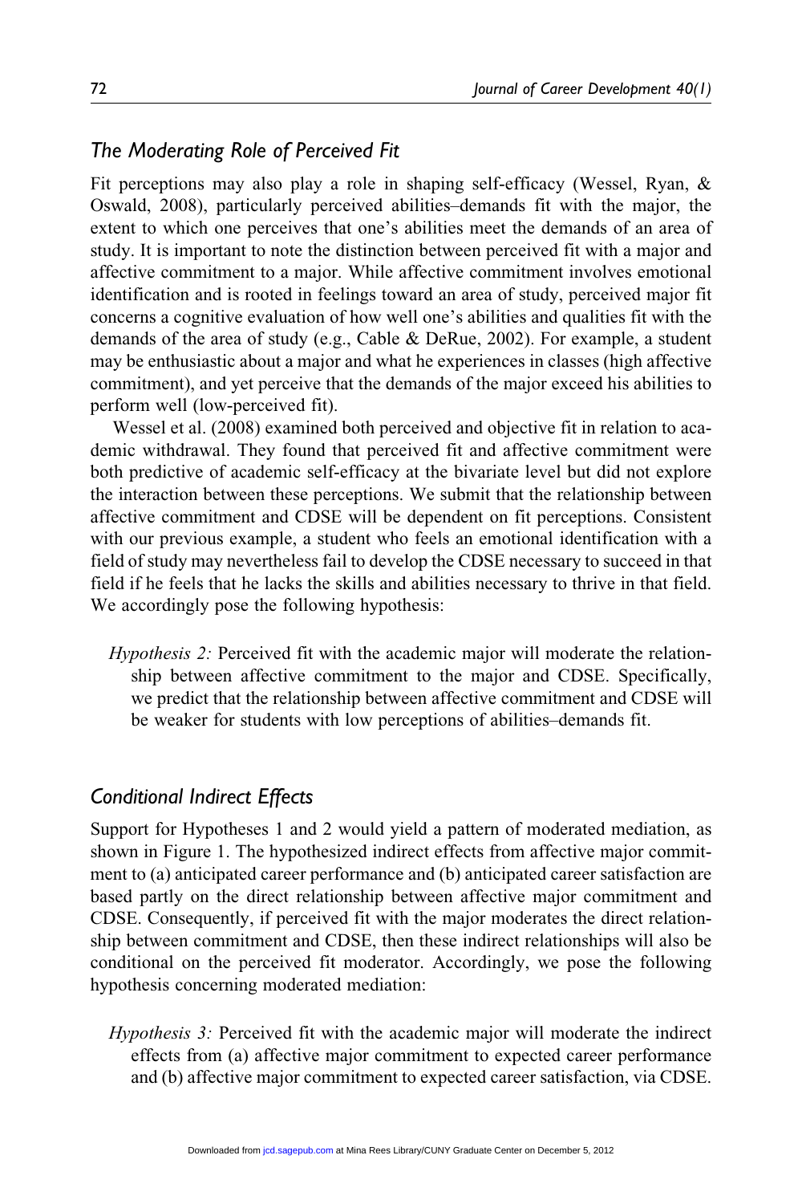## *The Moderating Role of Perceived Fit*

Fit perceptions may also play a role in shaping self-efficacy (Wessel, Ryan, & Oswald, 2008), particularly perceived abilities–demands fit with the major, the extent to which one perceives that one's abilities meet the demands of an area of study. It is important to note the distinction between perceived fit with a major and affective commitment to a major. While affective commitment involves emotional identification and is rooted in feelings toward an area of study, perceived major fit concerns a cognitive evaluation of how well one's abilities and qualities fit with the demands of the area of study (e.g., Cable & DeRue, 2002). For example, a student may be enthusiastic about a major and what he experiences in classes (high affective commitment), and yet perceive that the demands of the major exceed his abilities to perform well (low-perceived fit).

Wessel et al. (2008) examined both perceived and objective fit in relation to academic withdrawal. They found that perceived fit and affective commitment were both predictive of academic self-efficacy at the bivariate level but did not explore the interaction between these perceptions. We submit that the relationship between affective commitment and CDSE will be dependent on fit perceptions. Consistent with our previous example, a student who feels an emotional identification with a field of study may nevertheless fail to develop the CDSE necessary to succeed in that field if he feels that he lacks the skills and abilities necessary to thrive in that field. We accordingly pose the following hypothesis:

> *Hypothesis 2:* Perceived fit with the academic major will moderate the relationship between affective commitment to the major and CDSE. Specifically, we predict that the relationship between affective commitment and CDSE will be weaker for students with low perceptions of abilities–demands fit.

## *Conditional Indirect Effects*

Support for Hypotheses 1 and 2 would yield a pattern of moderated mediation, as shown in Figure 1. The hypothesized indirect effects from affective major commitment to (a) anticipated career performance and (b) anticipated career satisfaction are based partly on the direct relationship between affective major commitment and CDSE. Consequently, if perceived fit with the major moderates the direct relationship between commitment and CDSE, then these indirect relationships will also be conditional on the perceived fit moderator. Accordingly, we pose the following hypothesis concerning moderated mediation:

> *Hypothesis 3:* Perceived fit with the academic major will moderate the indirect effects from (a) affective major commitment to expected career performance and (b) affective major commitment to expected career satisfaction, via CDSE.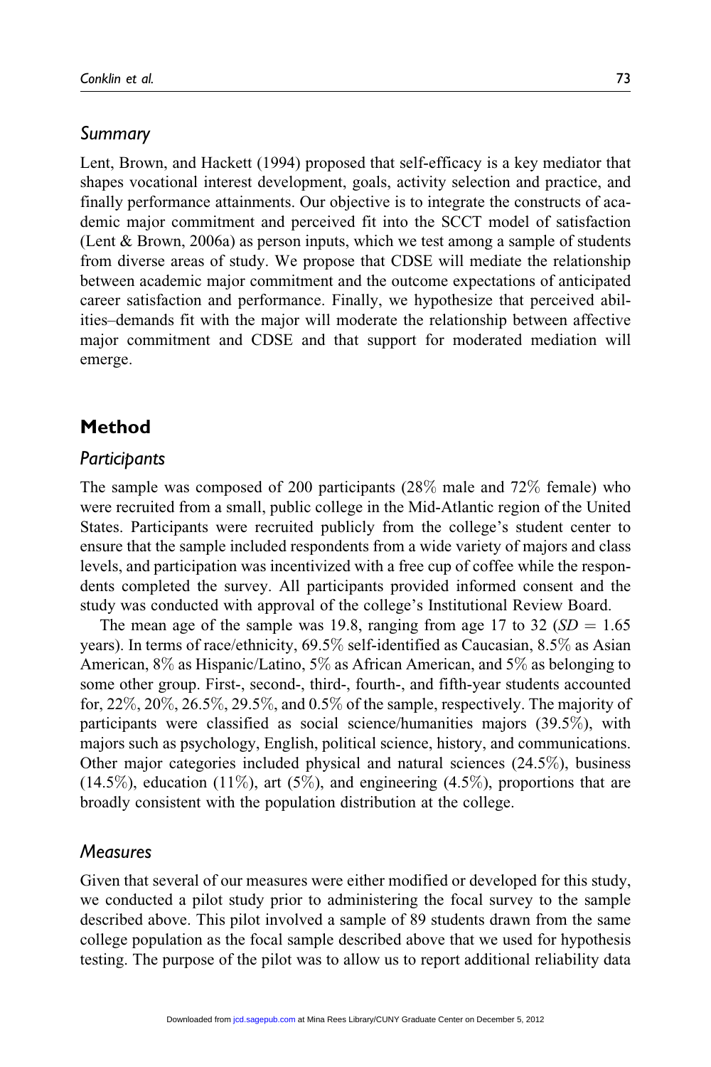### Summary

Lent, Brown, and Hackett (1994) proposed that self-efficacy is a key mediator that shapes vocational interest development, goals, activity selection and practice, and finally performance attainments. Our objective is to integrate the constructs of academic major commitment and perceived fit into the SCCT model of satisfaction (Lent & Brown, 2006a) as person inputs, which we test among a sample of students from diverse areas of study. We propose that CDSE will mediate the relationship between academic major commitment and the outcome expectations of anticipated career satisfaction and performance. Finally, we hypothesize that perceived abilities–demands fit with the major will moderate the relationship between affective major commitment and CDSE and that support for moderated mediation will emerge.

## Method

### Participants

The sample was composed of 200 participants (28% male and 72% female) who were recruited from a small, public college in the Mid-Atlantic region of the United States. Participants were recruited publicly from the college's student center to ensure that the sample included respondents from a wide variety of majors and class levels, and participation was incentivized with a free cup of coffee while the respondents completed the survey. All participants provided informed consent and the study was conducted with approval of the college's Institutional Review Board.

The mean age of the sample was 19.8, ranging from age 17 to 32 ($SD = 1.65$ years). In terms of race/ethnicity, 69.5% self-identified as Caucasian, 8.5% as Asian American, 8% as Hispanic/Latino, 5% as African American, and 5% as belonging to some other group. First-, second-, third-, fourth-, and fifth-year students accounted for, 22%, 20%, 26.5%, 29.5%, and 0.5% of the sample, respectively. The majority of participants were classified as social science/humanities majors (39.5%), with majors such as psychology, English, political science, history, and communications. Other major categories included physical and natural sciences (24.5%), business (14.5%), education (11%), art (5%), and engineering (4.5%), proportions that are broadly consistent with the population distribution at the college.

### Measures

Given that several of our measures were either modified or developed for this study, we conducted a pilot study prior to administering the focal survey to the sample described above. This pilot involved a sample of 89 students drawn from the same college population as the focal sample described above that we used for hypothesis testing. The purpose of the pilot was to allow us to report additional reliability data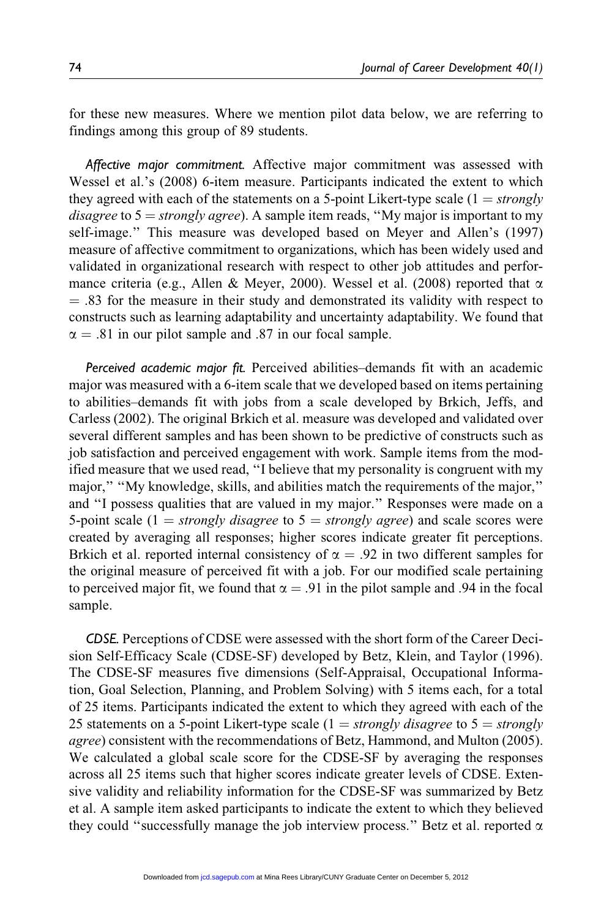for these new measures. Where we mention pilot data below, we are referring to findings among this group of 89 students.

*Affective major commitment.* Affective major commitment was assessed with Wessel et al.'s (2008) 6-item measure. Participants indicated the extent to which they agreed with each of the statements on a 5-point Likert-type scale (1 = *strongly disagree* to 5 = *strongly agree*). A sample item reads, "My major is important to my self-image." This measure was developed based on Meyer and Allen's (1997) measure of affective commitment to organizations, which has been widely used and validated in organizational research with respect to other job attitudes and performance criteria (e.g., Allen & Meyer, 2000). Wessel et al. (2008) reported that $\alpha = .83$ for the measure in their study and demonstrated its validity with respect to constructs such as learning adaptability and uncertainty adaptability. We found that $\alpha = .81$ in our pilot sample and .87 in our focal sample.

*Perceived academic major fit.* Perceived abilities–demands fit with an academic major was measured with a 6-item scale that we developed based on items pertaining to abilities–demands fit with jobs from a scale developed by Brkich, Jeffs, and Carless (2002). The original Brkich et al. measure was developed and validated over several different samples and has been shown to be predictive of constructs such as job satisfaction and perceived engagement with work. Sample items from the modified measure that we used read, "I believe that my personality is congruent with my major," "My knowledge, skills, and abilities match the requirements of the major," and "I possess qualities that are valued in my major." Responses were made on a 5-point scale (1 = *strongly disagree* to 5 = *strongly agree*) and scale scores were created by averaging all responses; higher scores indicate greater fit perceptions. Brkich et al. reported internal consistency of $\alpha = .92$ in two different samples for the original measure of perceived fit with a job. For our modified scale pertaining to perceived major fit, we found that $\alpha = .91$ in the pilot sample and .94 in the focal sample.

*CDSE.* Perceptions of CDSE were assessed with the short form of the Career Decision Self-Efficacy Scale (CDSE-SF) developed by Betz, Klein, and Taylor (1996). The CDSE-SF measures five dimensions (Self-Appraisal, Occupational Information, Goal Selection, Planning, and Problem Solving) with 5 items each, for a total of 25 items. Participants indicated the extent to which they agreed with each of the 25 statements on a 5-point Likert-type scale (1 = *strongly disagree* to 5 = *strongly agree*) consistent with the recommendations of Betz, Hammond, and Multon (2005). We calculated a global scale score for the CDSE-SF by averaging the responses across all 25 items such that higher scores indicate greater levels of CDSE. Extensive validity and reliability information for the CDSE-SF was summarized by Betz et al. A sample item asked participants to indicate the extent to which they believed they could "successfully manage the job interview process." Betz et al. reported $\alpha$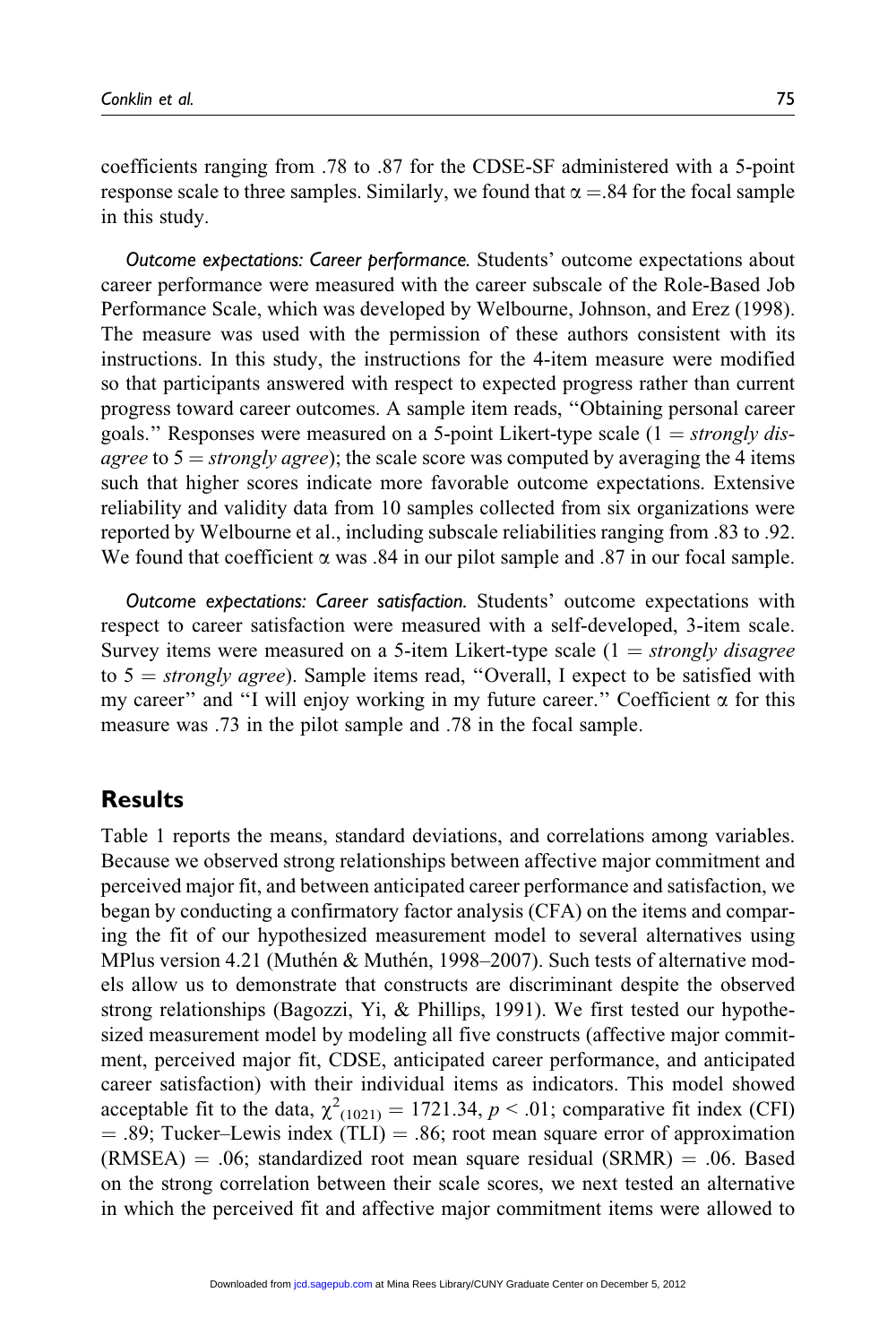coefficients ranging from .78 to .87 for the CDSE-SF administered with a 5-point response scale to three samples. Similarly, we found that $\alpha = .84$ for the focal sample in this study.

*Outcome expectations: Career performance.* Students' outcome expectations about career performance were measured with the career subscale of the Role-Based Job Performance Scale, which was developed by Welbourne, Johnson, and Erez (1998). The measure was used with the permission of these authors consistent with its instructions. In this study, the instructions for the 4-item measure were modified so that participants answered with respect to expected progress rather than current progress toward career outcomes. A sample item reads, "Obtaining personal career goals." Responses were measured on a 5-point Likert-type scale (1 = *strongly disagree* to 5 = *strongly agree*); the scale score was computed by averaging the 4 items such that higher scores indicate more favorable outcome expectations. Extensive reliability and validity data from 10 samples collected from six organizations were reported by Welbourne et al., including subscale reliabilities ranging from .83 to .92. We found that coefficient $\alpha$ was .84 in our pilot sample and .87 in our focal sample.

*Outcome expectations: Career satisfaction.* Students' outcome expectations with respect to career satisfaction were measured with a self-developed, 3-item scale. Survey items were measured on a 5-item Likert-type scale (1 = *strongly disagree* to 5 = *strongly agree*). Sample items read, "Overall, I expect to be satisfied with my career" and "I will enjoy working in my future career." Coefficient $\alpha$ for this measure was .73 in the pilot sample and .78 in the focal sample.

## Results

Table 1 reports the means, standard deviations, and correlations among variables. Because we observed strong relationships between affective major commitment and perceived major fit, and between anticipated career performance and satisfaction, we began by conducting a confirmatory factor analysis (CFA) on the items and comparing the fit of our hypothesized measurement model to several alternatives using MPlus version 4.21 (Muthén & Muthén, 1998–2007). Such tests of alternative models allow us to demonstrate that constructs are discriminant despite the observed strong relationships (Bagozzi, Yi, & Phillips, 1991). We first tested our hypothesized measurement model by modeling all five constructs (affective major commitment, perceived major fit, CDSE, anticipated career performance, and anticipated career satisfaction) with their individual items as indicators. This model showed acceptable fit to the data, $\chi^2_{(1021)} = 1721.34$, $p < .01$; comparative fit index (CFI) = .89; Tucker–Lewis index (TLI) = .86; root mean square error of approximation (RMSEA) = .06; standardized root mean square residual (SRMR) = .06. Based on the strong correlation between their scale scores, we next tested an alternative in which the perceived fit and affective major commitment items were allowed to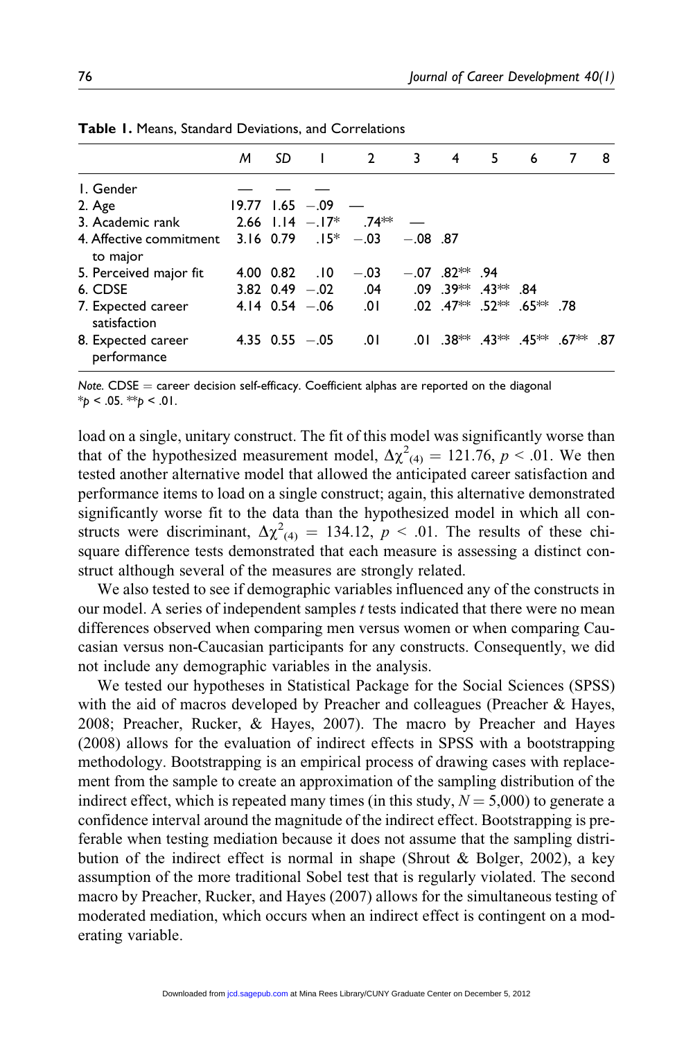**Table 1.** Means, Standard Deviations, and Correlations

| | *M* | *SD* | 1 | 2 | 3 | 4 | 5 | 6 | 7 | 8 |
|---|---|---|---|---|---|---|---|---|---|---|
| 1. Gender | — | — | — | | | | | | | |
| 2. Age | 19.77 | 1.65 | −.09 | — | | | | | | |
| 3. Academic rank | 2.66 | 1.14 | −.17* | .74** | — | | | | | |
| 4. Affective commitment to major | 3.16 | 0.79 | .15* | −.03 | −.08 | .87 | | | | |
| 5. Perceived major fit | 4.00 | 0.82 | .10 | −.03 | −.07 | .82** | .94 | | | |
| 6. CDSE | 3.82 | 0.49 | −.02 | .04 | .09 | .39** | .43** | .84 | | |
| 7. Expected career satisfaction | 4.14 | 0.54 | −.06 | .01 | .02 | .47** | .52** | .65** | .78 | |
| 8. Expected career performance | 4.35 | 0.55 | −.05 | .01 | .01 | .38** | .43** | .45** | .67** | .87 |

*Note.* CDSE = career decision self-efficacy. Coefficient alphas are reported on the diagonal
*$p < .05$. **$p < .01$.

load on a single, unitary construct. The fit of this model was significantly worse than that of the hypothesized measurement model, $\Delta\chi^2_{(4)} = 121.76$, $p < .01$. We then tested another alternative model that allowed the anticipated career satisfaction and performance items to load on a single construct; again, this alternative demonstrated significantly worse fit to the data than the hypothesized model in which all constructs were discriminant, $\Delta\chi^2_{(4)} = 134.12$, $p < .01$. The results of these chi-square difference tests demonstrated that each measure is assessing a distinct construct although several of the measures are strongly related.

We also tested to see if demographic variables influenced any of the constructs in our model. A series of independent samples *t* tests indicated that there were no mean differences observed when comparing men versus women or when comparing Caucasian versus non-Caucasian participants for any constructs. Consequently, we did not include any demographic variables in the analysis.

We tested our hypotheses in Statistical Package for the Social Sciences (SPSS) with the aid of macros developed by Preacher and colleagues (Preacher & Hayes, 2008; Preacher, Rucker, & Hayes, 2007). The macro by Preacher and Hayes (2008) allows for the evaluation of indirect effects in SPSS with a bootstrapping methodology. Bootstrapping is an empirical process of drawing cases with replacement from the sample to create an approximation of the sampling distribution of the indirect effect, which is repeated many times (in this study, $N = 5{,}000$) to generate a confidence interval around the magnitude of the indirect effect. Bootstrapping is preferable when testing mediation because it does not assume that the sampling distribution of the indirect effect is normal in shape (Shrout & Bolger, 2002), a key assumption of the more traditional Sobel test that is regularly violated. The second macro by Preacher, Rucker, and Hayes (2007) allows for the simultaneous testing of moderated mediation, which occurs when an indirect effect is contingent on a moderating variable.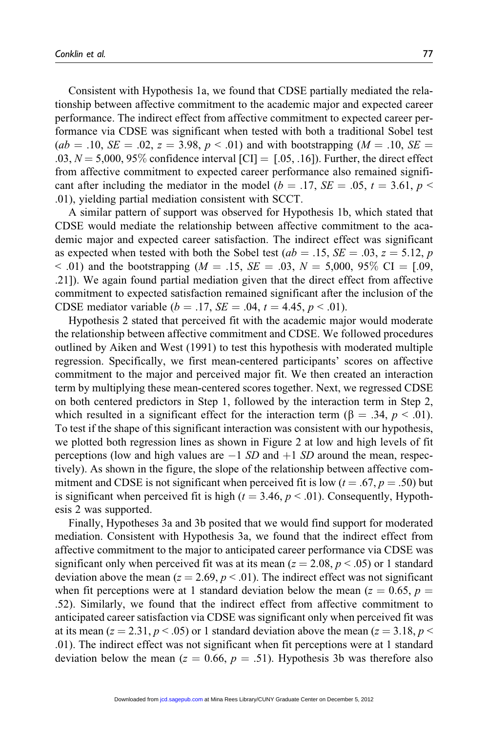Consistent with Hypothesis 1a, we found that CDSE partially mediated the relationship between affective commitment to the academic major and expected career performance. The indirect effect from affective commitment to expected career performance via CDSE was significant when tested with both a traditional Sobel test ($ab = .10$, $SE = .02$, $z = 3.98$, $p < .01$) and with bootstrapping ($M = .10$, $SE = .03$, $N = 5{,}000$, 95% confidence interval [CI] = [.05, .16]). Further, the direct effect from affective commitment to expected career performance also remained significant after including the mediator in the model ($b = .17$, $SE = .05$, $t = 3.61$, $p < .01$), yielding partial mediation consistent with SCCT.

A similar pattern of support was observed for Hypothesis 1b, which stated that CDSE would mediate the relationship between affective commitment to the academic major and expected career satisfaction. The indirect effect was significant as expected when tested with both the Sobel test ($ab = .15$, $SE = .03$, $z = 5.12$, $p < .01$) and the bootstrapping ($M = .15$, $SE = .03$, $N = 5{,}000$, 95% CI = [.09, .21]). We again found partial mediation given that the direct effect from affective commitment to expected satisfaction remained significant after the inclusion of the CDSE mediator variable ($b = .17$, $SE = .04$, $t = 4.45$, $p < .01$).

Hypothesis 2 stated that perceived fit with the academic major would moderate the relationship between affective commitment and CDSE. We followed procedures outlined by Aiken and West (1991) to test this hypothesis with moderated multiple regression. Specifically, we first mean-centered participants' scores on affective commitment to the major and perceived major fit. We then created an interaction term by multiplying these mean-centered scores together. Next, we regressed CDSE on both centered predictors in Step 1, followed by the interaction term in Step 2, which resulted in a significant effect for the interaction term ($\beta = .34$, $p < .01$). To test if the shape of this significant interaction was consistent with our hypothesis, we plotted both regression lines as shown in Figure 2 at low and high levels of fit perceptions (low and high values are $-1$ *SD* and $+1$ *SD* around the mean, respectively). As shown in the figure, the slope of the relationship between affective commitment and CDSE is not significant when perceived fit is low ($t = .67$, $p = .50$) but is significant when perceived fit is high ($t = 3.46$, $p < .01$). Consequently, Hypothesis 2 was supported.

Finally, Hypotheses 3a and 3b posited that we would find support for moderated mediation. Consistent with Hypothesis 3a, we found that the indirect effect from affective commitment to the major to anticipated career performance via CDSE was significant only when perceived fit was at its mean ($z = 2.08$, $p < .05$) or 1 standard deviation above the mean ($z = 2.69$, $p < .01$). The indirect effect was not significant when fit perceptions were at 1 standard deviation below the mean ($z = 0.65$, $p = .52$). Similarly, we found that the indirect effect from affective commitment to anticipated career satisfaction via CDSE was significant only when perceived fit was at its mean ($z = 2.31$, $p < .05$) or 1 standard deviation above the mean ($z = 3.18$, $p < .01$). The indirect effect was not significant when fit perceptions were at 1 standard deviation below the mean ($z = 0.66$, $p = .51$). Hypothesis 3b was therefore also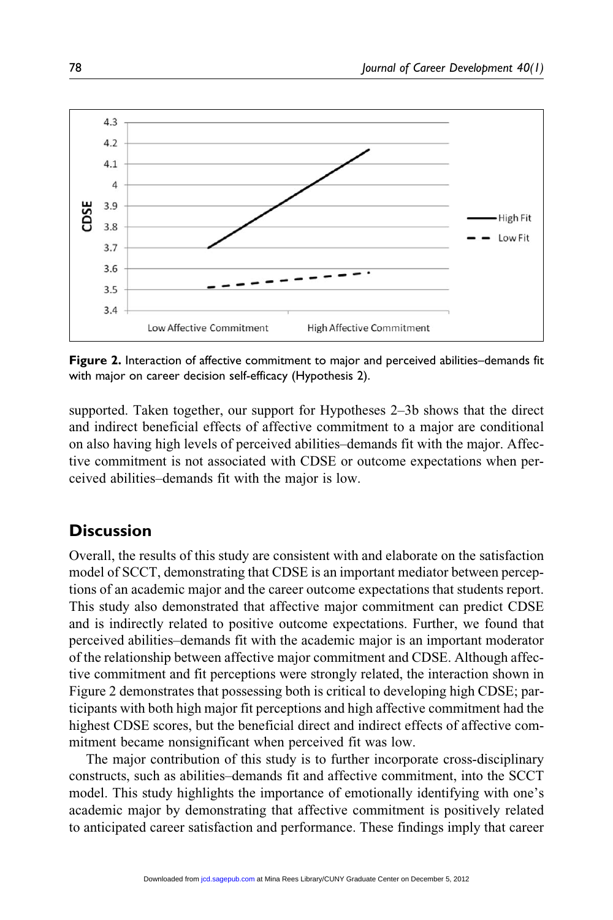Figure 2. Interaction of affective commitment to major and perceived abilities–demands fit with major on career decision self-efficacy (Hypothesis 2).

supported. Taken together, our support for Hypotheses 2–3b shows that the direct and indirect beneficial effects of affective commitment to a major are conditional on also having high levels of perceived abilities–demands fit with the major. Affective commitment is not associated with CDSE or outcome expectations when perceived abilities–demands fit with the major is low.

## Discussion

Overall, the results of this study are consistent with and elaborate on the satisfaction model of SCCT, demonstrating that CDSE is an important mediator between perceptions of an academic major and the career outcome expectations that students report. This study also demonstrated that affective major commitment can predict CDSE and is indirectly related to positive outcome expectations. Further, we found that perceived abilities–demands fit with the academic major is an important moderator of the relationship between affective major commitment and CDSE. Although affective commitment and fit perceptions were strongly related, the interaction shown in Figure 2 demonstrates that possessing both is critical to developing high CDSE; participants with both high major fit perceptions and high affective commitment had the highest CDSE scores, but the beneficial direct and indirect effects of affective commitment became nonsignificant when perceived fit was low.

The major contribution of this study is to further incorporate cross-disciplinary constructs, such as abilities–demands fit and affective commitment, into the SCCT model. This study highlights the importance of emotionally identifying with one's academic major by demonstrating that affective commitment is positively related to anticipated career satisfaction and performance. These findings imply that career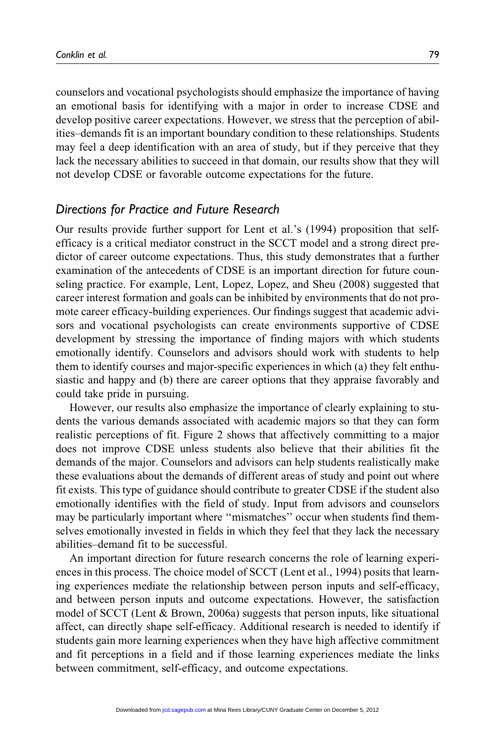counselors and vocational psychologists should emphasize the importance of having an emotional basis for identifying with a major in order to increase CDSE and develop positive career expectations. However, we stress that the perception of abilities–demands fit is an important boundary condition to these relationships. Students may feel a deep identification with an area of study, but if they perceive that they lack the necessary abilities to succeed in that domain, our results show that they will not develop CDSE or favorable outcome expectations for the future.

## *Directions for Practice and Future Research*

Our results provide further support for Lent et al.'s (1994) proposition that self-efficacy is a critical mediator construct in the SCCT model and a strong direct predictor of career outcome expectations. Thus, this study demonstrates that a further examination of the antecedents of CDSE is an important direction for future counseling practice. For example, Lent, Lopez, Lopez, and Sheu (2008) suggested that career interest formation and goals can be inhibited by environments that do not promote career efficacy-building experiences. Our findings suggest that academic advisors and vocational psychologists can create environments supportive of CDSE development by stressing the importance of finding majors with which students emotionally identify. Counselors and advisors should work with students to help them to identify courses and major-specific experiences in which (a) they felt enthusiastic and happy and (b) there are career options that they appraise favorably and could take pride in pursuing.

However, our results also emphasize the importance of clearly explaining to students the various demands associated with academic majors so that they can form realistic perceptions of fit. Figure 2 shows that affectively committing to a major does not improve CDSE unless students also believe that their abilities fit the demands of the major. Counselors and advisors can help students realistically make these evaluations about the demands of different areas of study and point out where fit exists. This type of guidance should contribute to greater CDSE if the student also emotionally identifies with the field of study. Input from advisors and counselors may be particularly important where "mismatches" occur when students find themselves emotionally invested in fields in which they feel that they lack the necessary abilities–demand fit to be successful.

An important direction for future research concerns the role of learning experiences in this process. The choice model of SCCT (Lent et al., 1994) posits that learning experiences mediate the relationship between person inputs and self-efficacy, and between person inputs and outcome expectations. However, the satisfaction model of SCCT (Lent & Brown, 2006a) suggests that person inputs, like situational affect, can directly shape self-efficacy. Additional research is needed to identify if students gain more learning experiences when they have high affective commitment and fit perceptions in a field and if those learning experiences mediate the links between commitment, self-efficacy, and outcome expectations.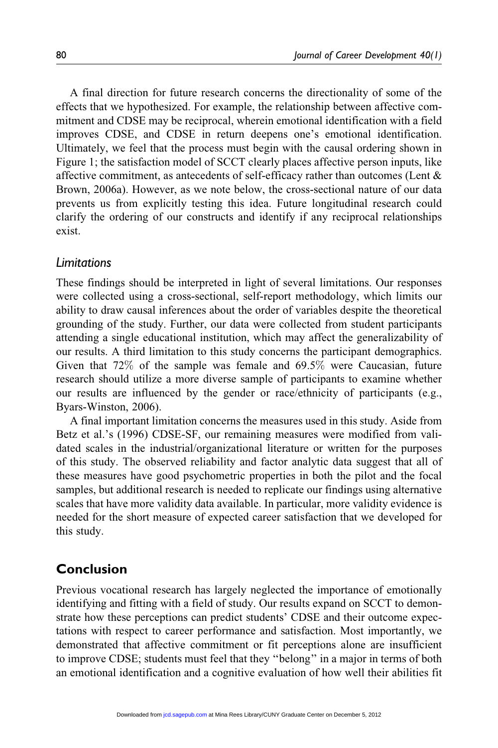A final direction for future research concerns the directionality of some of the effects that we hypothesized. For example, the relationship between affective commitment and CDSE may be reciprocal, wherein emotional identification with a field improves CDSE, and CDSE in return deepens one's emotional identification. Ultimately, we feel that the process must begin with the causal ordering shown in Figure 1; the satisfaction model of SCCT clearly places affective person inputs, like affective commitment, as antecedents of self-efficacy rather than outcomes (Lent & Brown, 2006a). However, as we note below, the cross-sectional nature of our data prevents us from explicitly testing this idea. Future longitudinal research could clarify the ordering of our constructs and identify if any reciprocal relationships exist.

### *Limitations*

These findings should be interpreted in light of several limitations. Our responses were collected using a cross-sectional, self-report methodology, which limits our ability to draw causal inferences about the order of variables despite the theoretical grounding of the study. Further, our data were collected from student participants attending a single educational institution, which may affect the generalizability of our results. A third limitation to this study concerns the participant demographics. Given that 72% of the sample was female and 69.5% were Caucasian, future research should utilize a more diverse sample of participants to examine whether our results are influenced by the gender or race/ethnicity of participants (e.g., Byars-Winston, 2006).

A final important limitation concerns the measures used in this study. Aside from Betz et al.'s (1996) CDSE-SF, our remaining measures were modified from validated scales in the industrial/organizational literature or written for the purposes of this study. The observed reliability and factor analytic data suggest that all of these measures have good psychometric properties in both the pilot and the focal samples, but additional research is needed to replicate our findings using alternative scales that have more validity data available. In particular, more validity evidence is needed for the short measure of expected career satisfaction that we developed for this study.

## Conclusion

Previous vocational research has largely neglected the importance of emotionally identifying and fitting with a field of study. Our results expand on SCCT to demonstrate how these perceptions can predict students' CDSE and their outcome expectations with respect to career performance and satisfaction. Most importantly, we demonstrated that affective commitment or fit perceptions alone are insufficient to improve CDSE; students must feel that they "belong" in a major in terms of both an emotional identification and a cognitive evaluation of how well their abilities fit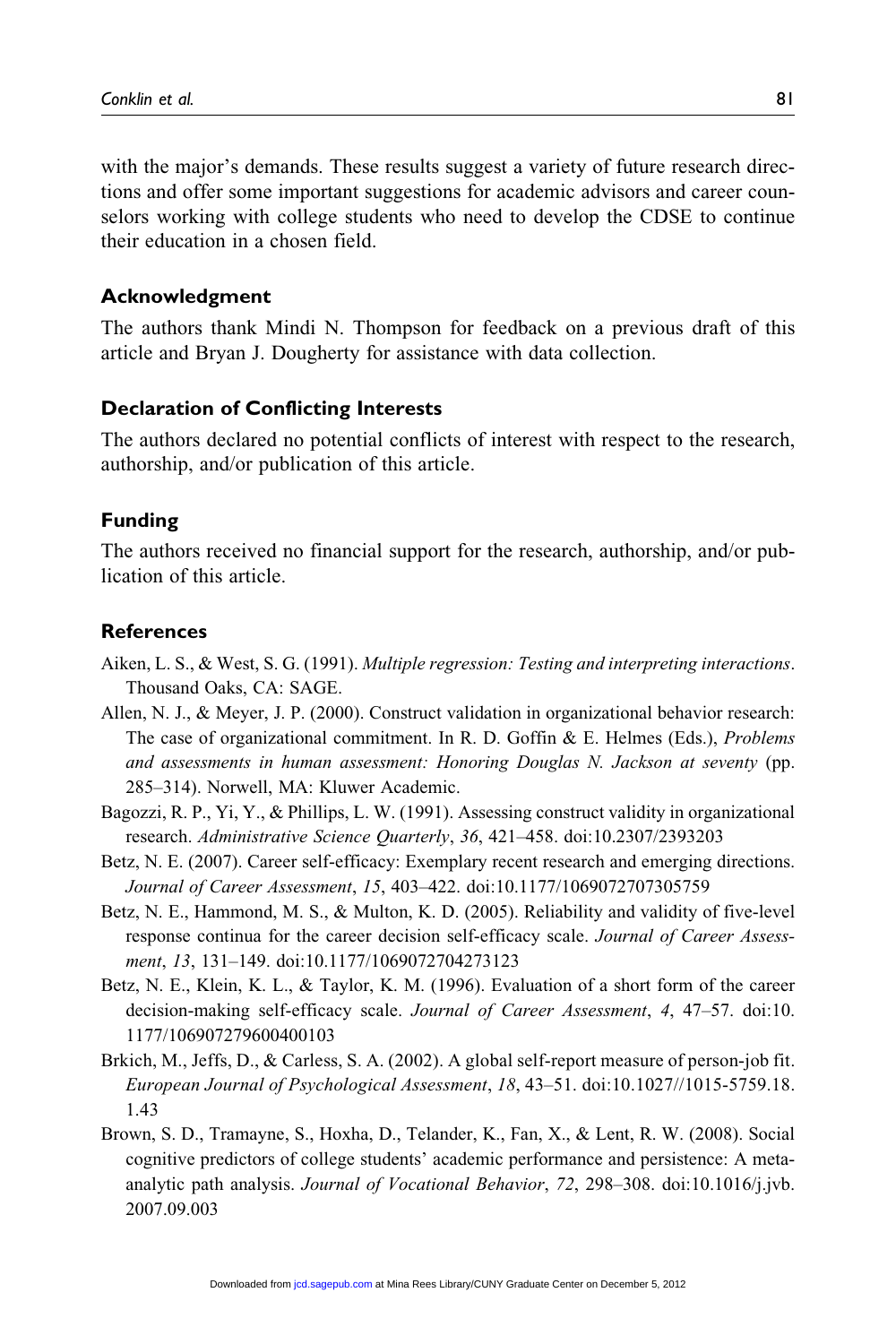with the major's demands. These results suggest a variety of future research directions and offer some important suggestions for academic advisors and career counselors working with college students who need to develop the CDSE to continue their education in a chosen field.

## Acknowledgment

The authors thank Mindi N. Thompson for feedback on a previous draft of this article and Bryan J. Dougherty for assistance with data collection.

## Declaration of Conflicting Interests

The authors declared no potential conflicts of interest with respect to the research, authorship, and/or publication of this article.

## Funding

The authors received no financial support for the research, authorship, and/or publication of this article.

## References

Aiken, L. S., & West, S. G. (1991). *Multiple regression: Testing and interpreting interactions*. Thousand Oaks, CA: SAGE.

Allen, N. J., & Meyer, J. P. (2000). Construct validation in organizational behavior research: The case of organizational commitment. In R. D. Goffin & E. Helmes (Eds.), *Problems and assessments in human assessment: Honoring Douglas N. Jackson at seventy* (pp. 285–314). Norwell, MA: Kluwer Academic.

Bagozzi, R. P., Yi, Y., & Phillips, L. W. (1991). Assessing construct validity in organizational research. *Administrative Science Quarterly*, *36*, 421–458. doi:10.2307/2393203

Betz, N. E. (2007). Career self-efficacy: Exemplary recent research and emerging directions. *Journal of Career Assessment*, *15*, 403–422. doi:10.1177/1069072707305759

Betz, N. E., Hammond, M. S., & Multon, K. D. (2005). Reliability and validity of five-level response continua for the career decision self-efficacy scale. *Journal of Career Assessment*, *13*, 131–149. doi:10.1177/1069072704273123

Betz, N. E., Klein, K. L., & Taylor, K. M. (1996). Evaluation of a short form of the career decision-making self-efficacy scale. *Journal of Career Assessment*, *4*, 47–57. doi:10.1177/106907279600400103

Brkich, M., Jeffs, D., & Carless, S. A. (2002). A global self-report measure of person-job fit. *European Journal of Psychological Assessment*, *18*, 43–51. doi:10.1027//1015-5759.18.1.43

Brown, S. D., Tramayne, S., Hoxha, D., Telander, K., Fan, X., & Lent, R. W. (2008). Social cognitive predictors of college students' academic performance and persistence: A meta-analytic path analysis. *Journal of Vocational Behavior*, *72*, 298–308. doi:10.1016/j.jvb.2007.09.003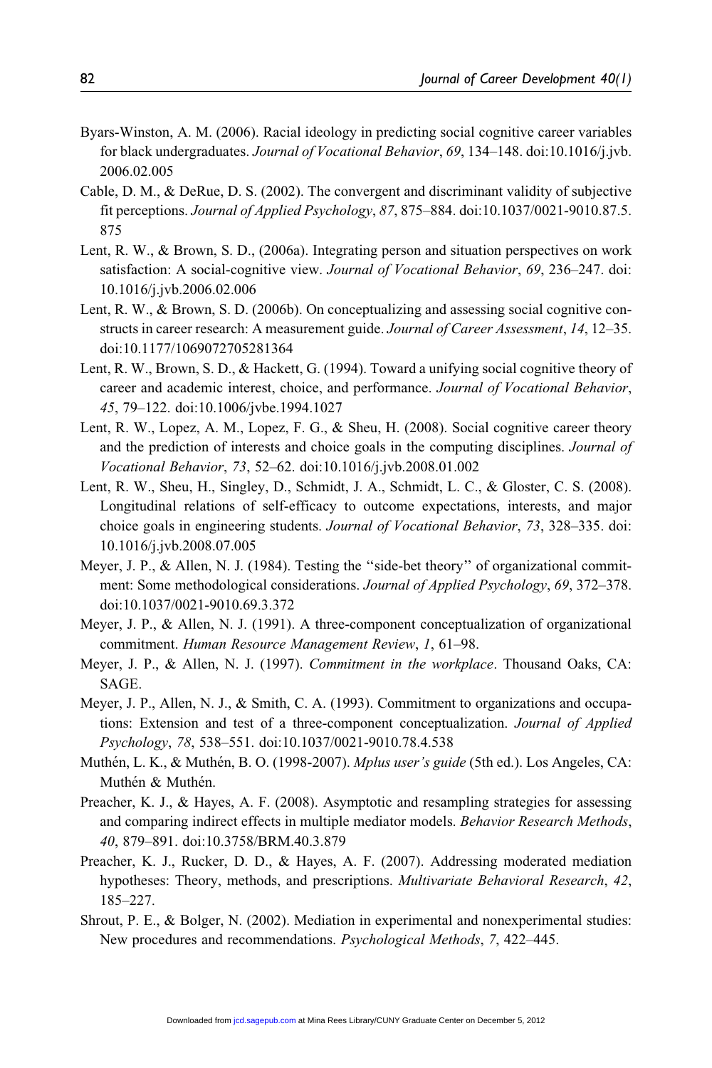Byars-Winston, A. M. (2006). Racial ideology in predicting social cognitive career variables for black undergraduates. *Journal of Vocational Behavior*, *69*, 134–148. doi:10.1016/j.jvb.2006.02.005

Cable, D. M., & DeRue, D. S. (2002). The convergent and discriminant validity of subjective fit perceptions. *Journal of Applied Psychology*, *87*, 875–884. doi:10.1037/0021-9010.87.5.875

Lent, R. W., & Brown, S. D., (2006a). Integrating person and situation perspectives on work satisfaction: A social-cognitive view. *Journal of Vocational Behavior*, *69*, 236–247. doi:10.1016/j.jvb.2006.02.006

Lent, R. W., & Brown, S. D. (2006b). On conceptualizing and assessing social cognitive constructs in career research: A measurement guide. *Journal of Career Assessment*, *14*, 12–35. doi:10.1177/1069072705281364

Lent, R. W., Brown, S. D., & Hackett, G. (1994). Toward a unifying social cognitive theory of career and academic interest, choice, and performance. *Journal of Vocational Behavior*, *45*, 79–122. doi:10.1006/jvbe.1994.1027

Lent, R. W., Lopez, A. M., Lopez, F. G., & Sheu, H. (2008). Social cognitive career theory and the prediction of interests and choice goals in the computing disciplines. *Journal of Vocational Behavior*, *73*, 52–62. doi:10.1016/j.jvb.2008.01.002

Lent, R. W., Sheu, H., Singley, D., Schmidt, J. A., Schmidt, L. C., & Gloster, C. S. (2008). Longitudinal relations of self-efficacy to outcome expectations, interests, and major choice goals in engineering students. *Journal of Vocational Behavior*, *73*, 328–335. doi:10.1016/j.jvb.2008.07.005

Meyer, J. P., & Allen, N. J. (1984). Testing the ''side-bet theory'' of organizational commitment: Some methodological considerations. *Journal of Applied Psychology*, *69*, 372–378. doi:10.1037/0021-9010.69.3.372

Meyer, J. P., & Allen, N. J. (1991). A three-component conceptualization of organizational commitment. *Human Resource Management Review*, *1*, 61–98.

Meyer, J. P., & Allen, N. J. (1997). *Commitment in the workplace*. Thousand Oaks, CA: SAGE.

Meyer, J. P., Allen, N. J., & Smith, C. A. (1993). Commitment to organizations and occupations: Extension and test of a three-component conceptualization. *Journal of Applied Psychology*, *78*, 538–551. doi:10.1037/0021-9010.78.4.538

Muthén, L. K., & Muthén, B. O. (1998-2007). *Mplus user's guide* (5th ed.). Los Angeles, CA: Muthén & Muthén.

Preacher, K. J., & Hayes, A. F. (2008). Asymptotic and resampling strategies for assessing and comparing indirect effects in multiple mediator models. *Behavior Research Methods*, *40*, 879–891. doi:10.3758/BRM.40.3.879

Preacher, K. J., Rucker, D. D., & Hayes, A. F. (2007). Addressing moderated mediation hypotheses: Theory, methods, and prescriptions. *Multivariate Behavioral Research*, *42*, 185–227.

Shrout, P. E., & Bolger, N. (2002). Mediation in experimental and nonexperimental studies: New procedures and recommendations. *Psychological Methods*, *7*, 422–445.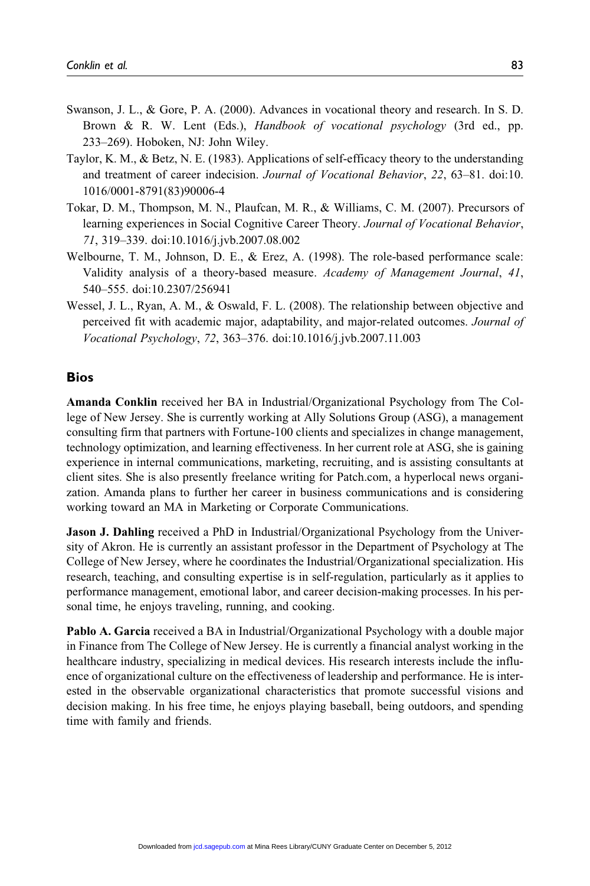Swanson, J. L., & Gore, P. A. (2000). Advances in vocational theory and research. In S. D. Brown & R. W. Lent (Eds.), *Handbook of vocational psychology* (3rd ed., pp. 233–269). Hoboken, NJ: John Wiley.

Taylor, K. M., & Betz, N. E. (1983). Applications of self-efficacy theory to the understanding and treatment of career indecision. *Journal of Vocational Behavior*, *22*, 63–81. doi:10.1016/0001-8791(83)90006-4

Tokar, D. M., Thompson, M. N., Plaufcan, M. R., & Williams, C. M. (2007). Precursors of learning experiences in Social Cognitive Career Theory. *Journal of Vocational Behavior*, *71*, 319–339. doi:10.1016/j.jvb.2007.08.002

Welbourne, T. M., Johnson, D. E., & Erez, A. (1998). The role-based performance scale: Validity analysis of a theory-based measure. *Academy of Management Journal*, *41*, 540–555. doi:10.2307/256941

Wessel, J. L., Ryan, A. M., & Oswald, F. L. (2008). The relationship between objective and perceived fit with academic major, adaptability, and major-related outcomes. *Journal of Vocational Psychology*, *72*, 363–376. doi:10.1016/j.jvb.2007.11.003

## Bios

**Amanda Conklin** received her BA in Industrial/Organizational Psychology from The College of New Jersey. She is currently working at Ally Solutions Group (ASG), a management consulting firm that partners with Fortune-100 clients and specializes in change management, technology optimization, and learning effectiveness. In her current role at ASG, she is gaining experience in internal communications, marketing, recruiting, and is assisting consultants at client sites. She is also presently freelance writing for Patch.com, a hyperlocal news organization. Amanda plans to further her career in business communications and is considering working toward an MA in Marketing or Corporate Communications.

**Jason J. Dahling** received a PhD in Industrial/Organizational Psychology from the University of Akron. He is currently an assistant professor in the Department of Psychology at The College of New Jersey, where he coordinates the Industrial/Organizational specialization. His research, teaching, and consulting expertise is in self-regulation, particularly as it applies to performance management, emotional labor, and career decision-making processes. In his personal time, he enjoys traveling, running, and cooking.

**Pablo A. Garcia** received a BA in Industrial/Organizational Psychology with a double major in Finance from The College of New Jersey. He is currently a financial analyst working in the healthcare industry, specializing in medical devices. His research interests include the influence of organizational culture on the effectiveness of leadership and performance. He is interested in the observable organizational characteristics that promote successful visions and decision making. In his free time, he enjoys playing baseball, being outdoors, and spending time with family and friends.